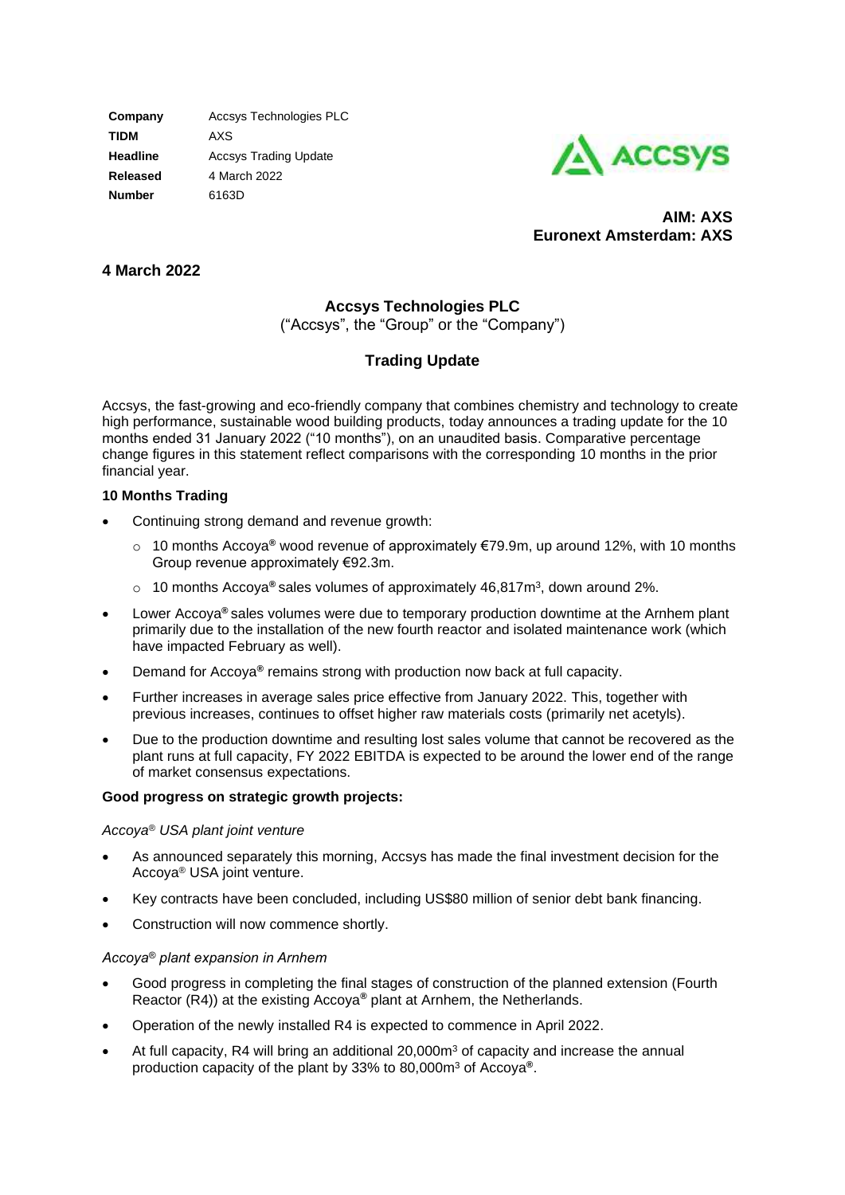| | |
|---|---|
| **Company** | Accsys Technologies PLC |
| **TIDM** | AXS |
| **Headline** | Accsys Trading Update |
| **Released** | 4 March 2022 |
| **Number** | 6163D |

**AIM: AXS**
**Euronext Amsterdam: AXS**

## 4 March 2022

## Accsys Technologies PLC

("Accsys", the "Group" or the "Company")

## Trading Update

Accsys, the fast-growing and eco-friendly company that combines chemistry and technology to create high performance, sustainable wood building products, today announces a trading update for the 10 months ended 31 January 2022 ("10 months"), on an unaudited basis. Comparative percentage change figures in this statement reflect comparisons with the corresponding 10 months in the prior financial year.

**10 Months Trading**

- Continuing strong demand and revenue growth:
  - 10 months Accoya® wood revenue of approximately €79.9m, up around 12%, with 10 months Group revenue approximately €92.3m.
  - 10 months Accoya® sales volumes of approximately 46,817m$^3$, down around 2%.
- Lower Accoya® sales volumes were due to temporary production downtime at the Arnhem plant primarily due to the installation of the new fourth reactor and isolated maintenance work (which have impacted February as well).
- Demand for Accoya® remains strong with production now back at full capacity.
- Further increases in average sales price effective from January 2022. This, together with previous increases, continues to offset higher raw materials costs (primarily net acetyls).
- Due to the production downtime and resulting lost sales volume that cannot be recovered as the plant runs at full capacity, FY 2022 EBITDA is expected to be around the lower end of the range of market consensus expectations.

**Good progress on strategic growth projects:**

*Accoya® USA plant joint venture*

- As announced separately this morning, Accsys has made the final investment decision for the Accoya® USA joint venture.
- Key contracts have been concluded, including US$80 million of senior debt bank financing.
- Construction will now commence shortly.

*Accoya® plant expansion in Arnhem*

- Good progress in completing the final stages of construction of the planned extension (Fourth Reactor (R4)) at the existing Accoya® plant at Arnhem, the Netherlands.
- Operation of the newly installed R4 is expected to commence in April 2022.
- At full capacity, R4 will bring an additional 20,000m$^3$ of capacity and increase the annual production capacity of the plant by 33% to 80,000m$^3$ of Accoya®.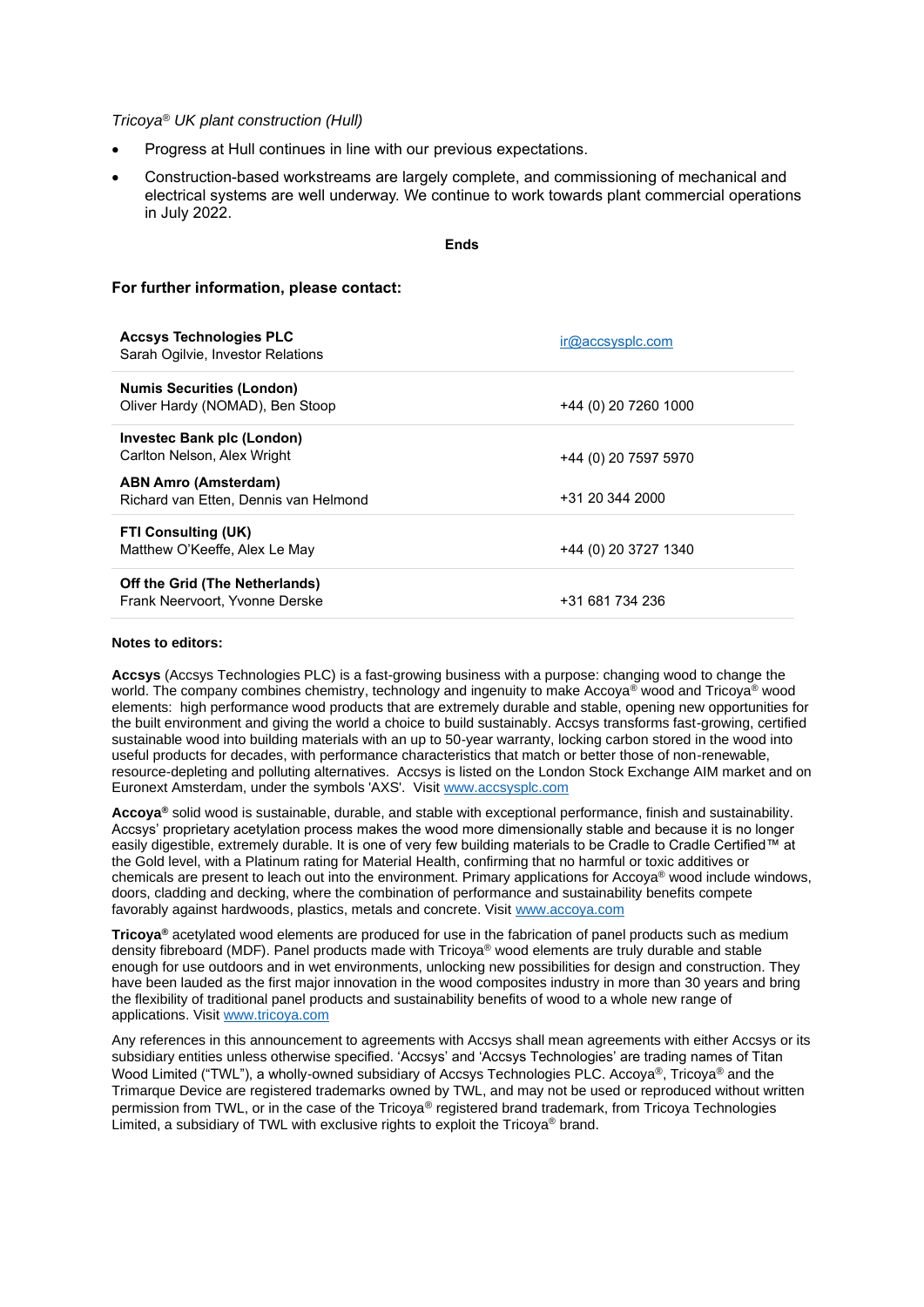*Tricoya® UK plant construction (Hull)*

- Progress at Hull continues in line with our previous expectations.
- Construction-based workstreams are largely complete, and commissioning of mechanical and electrical systems are well underway. We continue to work towards plant commercial operations in July 2022.

**Ends**

### For further information, please contact:

| | |
|---|---|
| **Accsys Technologies PLC**<br>Sarah Ogilvie, Investor Relations | ir@accsysplc.com |
| **Numis Securities (London)**<br>Oliver Hardy (NOMAD), Ben Stoop | +44 (0) 20 7260 1000 |
| **Investec Bank plc (London)**<br>Carlton Nelson, Alex Wright | +44 (0) 20 7597 5970 |
| **ABN Amro (Amsterdam)**<br>Richard van Etten, Dennis van Helmond | +31 20 344 2000 |
| **FTI Consulting (UK)**<br>Matthew O'Keeffe, Alex Le May | +44 (0) 20 3727 1340 |
| **Off the Grid (The Netherlands)**<br>Frank Neervoort, Yvonne Derske | +31 681 734 236 |

**Notes to editors:**

**Accsys** (Accsys Technologies PLC) is a fast-growing business with a purpose: changing wood to change the world. The company combines chemistry, technology and ingenuity to make Accoya® wood and Tricoya® wood elements: high performance wood products that are extremely durable and stable, opening new opportunities for the built environment and giving the world a choice to build sustainably. Accsys transforms fast-growing, certified sustainable wood into building materials with an up to 50-year warranty, locking carbon stored in the wood into useful products for decades, with performance characteristics that match or better those of non-renewable, resource-depleting and polluting alternatives. Accsys is listed on the London Stock Exchange AIM market and on Euronext Amsterdam, under the symbols 'AXS'. Visit www.accsysplc.com

**Accoya®** solid wood is sustainable, durable, and stable with exceptional performance, finish and sustainability. Accsys' proprietary acetylation process makes the wood more dimensionally stable and because it is no longer easily digestible, extremely durable. It is one of very few building materials to be Cradle to Cradle Certified™ at the Gold level, with a Platinum rating for Material Health, confirming that no harmful or toxic additives or chemicals are present to leach out into the environment. Primary applications for Accoya® wood include windows, doors, cladding and decking, where the combination of performance and sustainability benefits compete favorably against hardwoods, plastics, metals and concrete. Visit www.accoya.com

**Tricoya®** acetylated wood elements are produced for use in the fabrication of panel products such as medium density fibreboard (MDF). Panel products made with Tricoya® wood elements are truly durable and stable enough for use outdoors and in wet environments, unlocking new possibilities for design and construction. They have been lauded as the first major innovation in the wood composites industry in more than 30 years and bring the flexibility of traditional panel products and sustainability benefits of wood to a whole new range of applications. Visit www.tricoya.com

Any references in this announcement to agreements with Accsys shall mean agreements with either Accsys or its subsidiary entities unless otherwise specified. 'Accsys' and 'Accsys Technologies' are trading names of Titan Wood Limited ("TWL"), a wholly-owned subsidiary of Accsys Technologies PLC. Accoya®, Tricoya® and the Trimarque Device are registered trademarks owned by TWL, and may not be used or reproduced without written permission from TWL, or in the case of the Tricoya® registered brand trademark, from Tricoya Technologies Limited, a subsidiary of TWL with exclusive rights to exploit the Tricoya® brand.